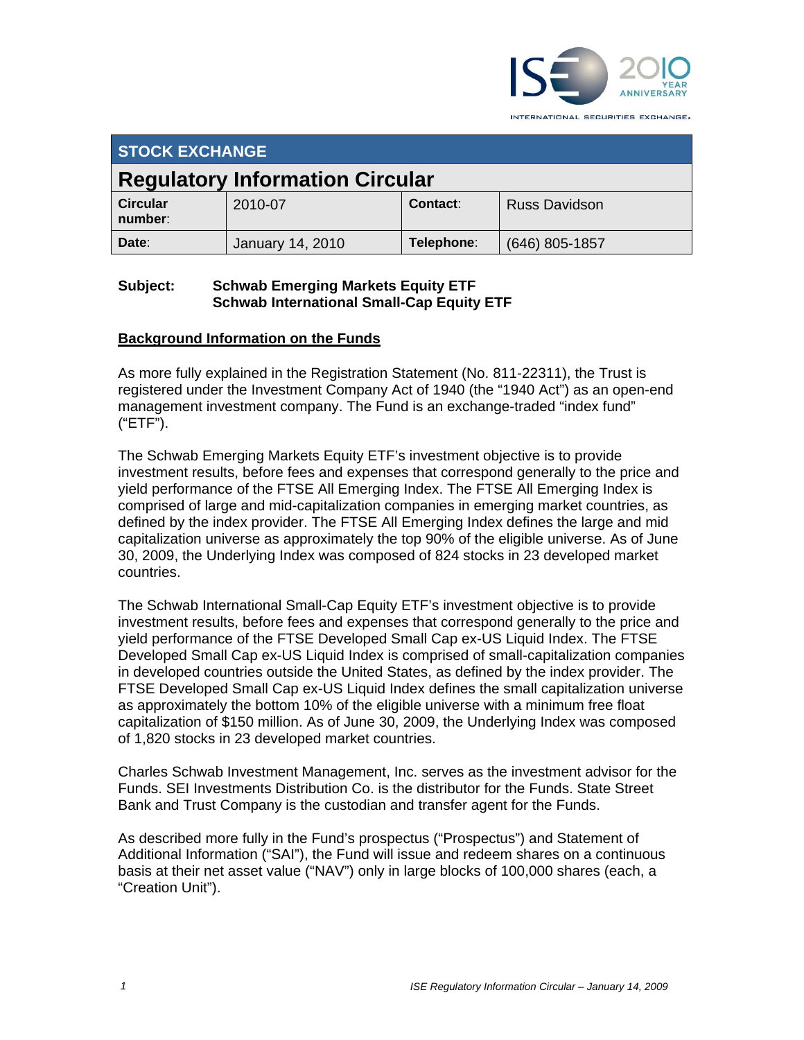INTERNATIONAL SECURITIES EXCHANGE.

## STOCK EXCHANGE

# Regulatory Information Circular

| **Circular number**: | 2010-07 | **Contact**: | Russ Davidson |
|---|---|---|---|
| **Date**: | January 14, 2010 | **Telephone**: | (646) 805-1857 |

**Subject:** **Schwab Emerging Markets Equity ETF**
**Schwab International Small-Cap Equity ETF**

## Background Information on the Funds

As more fully explained in the Registration Statement (No. 811-22311), the Trust is registered under the Investment Company Act of 1940 (the "1940 Act") as an open-end management investment company. The Fund is an exchange-traded "index fund" ("ETF").

The Schwab Emerging Markets Equity ETF's investment objective is to provide investment results, before fees and expenses that correspond generally to the price and yield performance of the FTSE All Emerging Index. The FTSE All Emerging Index is comprised of large and mid-capitalization companies in emerging market countries, as defined by the index provider. The FTSE All Emerging Index defines the large and mid capitalization universe as approximately the top 90% of the eligible universe. As of June 30, 2009, the Underlying Index was composed of 824 stocks in 23 developed market countries.

The Schwab International Small-Cap Equity ETF's investment objective is to provide investment results, before fees and expenses that correspond generally to the price and yield performance of the FTSE Developed Small Cap ex-US Liquid Index. The FTSE Developed Small Cap ex-US Liquid Index is comprised of small-capitalization companies in developed countries outside the United States, as defined by the index provider. The FTSE Developed Small Cap ex-US Liquid Index defines the small capitalization universe as approximately the bottom 10% of the eligible universe with a minimum free float capitalization of $150 million. As of June 30, 2009, the Underlying Index was composed of 1,820 stocks in 23 developed market countries.

Charles Schwab Investment Management, Inc. serves as the investment advisor for the Funds. SEI Investments Distribution Co. is the distributor for the Funds. State Street Bank and Trust Company is the custodian and transfer agent for the Funds.

As described more fully in the Fund's prospectus ("Prospectus") and Statement of Additional Information ("SAI"), the Fund will issue and redeem shares on a continuous basis at their net asset value ("NAV") only in large blocks of 100,000 shares (each, a "Creation Unit").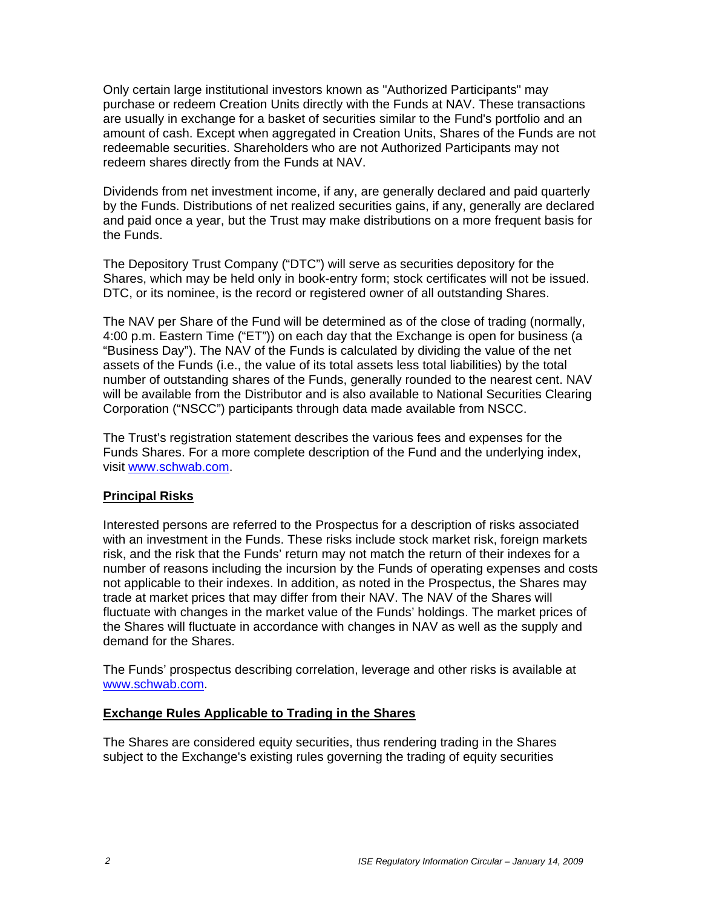Only certain large institutional investors known as "Authorized Participants" may purchase or redeem Creation Units directly with the Funds at NAV. These transactions are usually in exchange for a basket of securities similar to the Fund's portfolio and an amount of cash. Except when aggregated in Creation Units, Shares of the Funds are not redeemable securities. Shareholders who are not Authorized Participants may not redeem shares directly from the Funds at NAV.

Dividends from net investment income, if any, are generally declared and paid quarterly by the Funds. Distributions of net realized securities gains, if any, generally are declared and paid once a year, but the Trust may make distributions on a more frequent basis for the Funds.

The Depository Trust Company ("DTC") will serve as securities depository for the Shares, which may be held only in book-entry form; stock certificates will not be issued. DTC, or its nominee, is the record or registered owner of all outstanding Shares.

The NAV per Share of the Fund will be determined as of the close of trading (normally, 4:00 p.m. Eastern Time ("ET")) on each day that the Exchange is open for business (a "Business Day"). The NAV of the Funds is calculated by dividing the value of the net assets of the Funds (i.e., the value of its total assets less total liabilities) by the total number of outstanding shares of the Funds, generally rounded to the nearest cent. NAV will be available from the Distributor and is also available to National Securities Clearing Corporation ("NSCC") participants through data made available from NSCC.

The Trust's registration statement describes the various fees and expenses for the Funds Shares. For a more complete description of the Fund and the underlying index, visit www.schwab.com.

## Principal Risks

Interested persons are referred to the Prospectus for a description of risks associated with an investment in the Funds. These risks include stock market risk, foreign markets risk, and the risk that the Funds' return may not match the return of their indexes for a number of reasons including the incursion by the Funds of operating expenses and costs not applicable to their indexes. In addition, as noted in the Prospectus, the Shares may trade at market prices that may differ from their NAV. The NAV of the Shares will fluctuate with changes in the market value of the Funds' holdings. The market prices of the Shares will fluctuate in accordance with changes in NAV as well as the supply and demand for the Shares.

The Funds' prospectus describing correlation, leverage and other risks is available at www.schwab.com.

## Exchange Rules Applicable to Trading in the Shares

The Shares are considered equity securities, thus rendering trading in the Shares subject to the Exchange's existing rules governing the trading of equity securities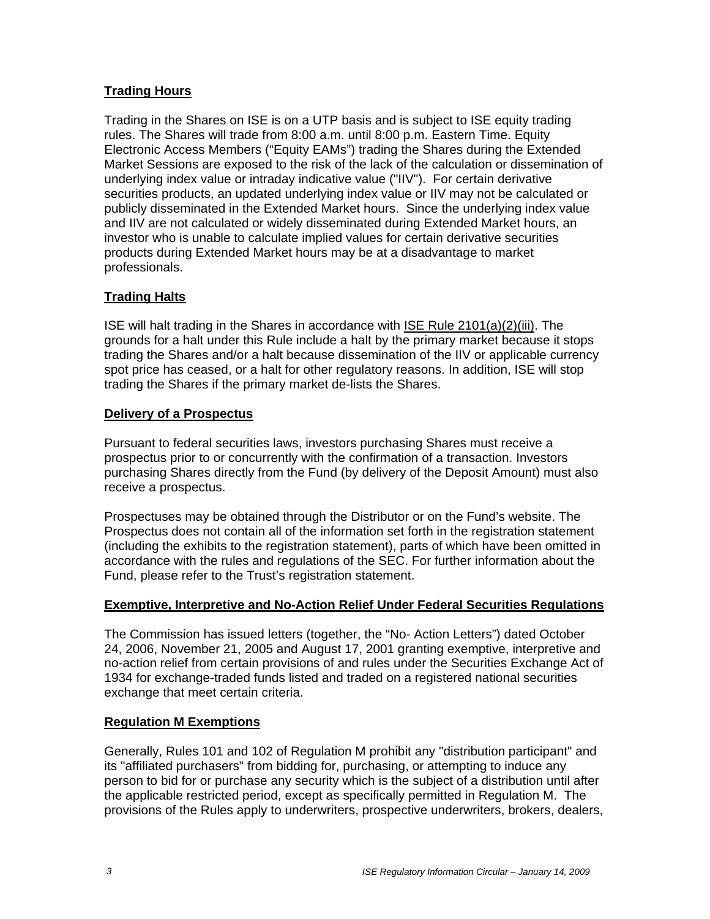## Trading Hours

Trading in the Shares on ISE is on a UTP basis and is subject to ISE equity trading rules. The Shares will trade from 8:00 a.m. until 8:00 p.m. Eastern Time. Equity Electronic Access Members ("Equity EAMs") trading the Shares during the Extended Market Sessions are exposed to the risk of the lack of the calculation or dissemination of underlying index value or intraday indicative value ("IIV"). For certain derivative securities products, an updated underlying index value or IIV may not be calculated or publicly disseminated in the Extended Market hours. Since the underlying index value and IIV are not calculated or widely disseminated during Extended Market hours, an investor who is unable to calculate implied values for certain derivative securities products during Extended Market hours may be at a disadvantage to market professionals.

## Trading Halts

ISE will halt trading in the Shares in accordance with ISE Rule 2101(a)(2)(iii). The grounds for a halt under this Rule include a halt by the primary market because it stops trading the Shares and/or a halt because dissemination of the IIV or applicable currency spot price has ceased, or a halt for other regulatory reasons. In addition, ISE will stop trading the Shares if the primary market de-lists the Shares.

## Delivery of a Prospectus

Pursuant to federal securities laws, investors purchasing Shares must receive a prospectus prior to or concurrently with the confirmation of a transaction. Investors purchasing Shares directly from the Fund (by delivery of the Deposit Amount) must also receive a prospectus.

Prospectuses may be obtained through the Distributor or on the Fund's website. The Prospectus does not contain all of the information set forth in the registration statement (including the exhibits to the registration statement), parts of which have been omitted in accordance with the rules and regulations of the SEC. For further information about the Fund, please refer to the Trust's registration statement.

## Exemptive, Interpretive and No-Action Relief Under Federal Securities Regulations

The Commission has issued letters (together, the "No- Action Letters") dated October 24, 2006, November 21, 2005 and August 17, 2001 granting exemptive, interpretive and no-action relief from certain provisions of and rules under the Securities Exchange Act of 1934 for exchange-traded funds listed and traded on a registered national securities exchange that meet certain criteria.

## Regulation M Exemptions

Generally, Rules 101 and 102 of Regulation M prohibit any "distribution participant" and its "affiliated purchasers" from bidding for, purchasing, or attempting to induce any person to bid for or purchase any security which is the subject of a distribution until after the applicable restricted period, except as specifically permitted in Regulation M. The provisions of the Rules apply to underwriters, prospective underwriters, brokers, dealers,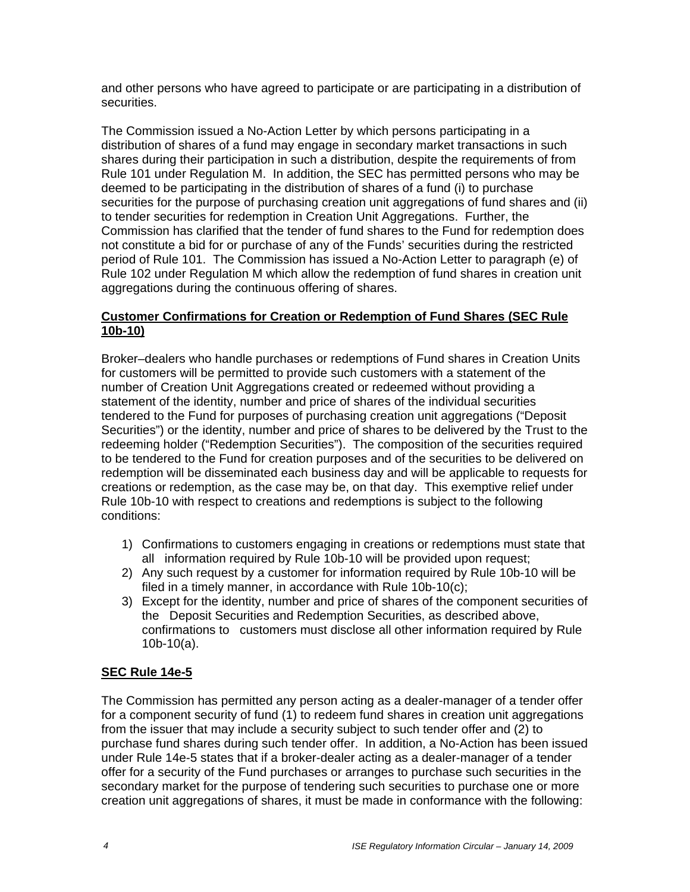and other persons who have agreed to participate or are participating in a distribution of securities.

The Commission issued a No-Action Letter by which persons participating in a distribution of shares of a fund may engage in secondary market transactions in such shares during their participation in such a distribution, despite the requirements of from Rule 101 under Regulation M. In addition, the SEC has permitted persons who may be deemed to be participating in the distribution of shares of a fund (i) to purchase securities for the purpose of purchasing creation unit aggregations of fund shares and (ii) to tender securities for redemption in Creation Unit Aggregations. Further, the Commission has clarified that the tender of fund shares to the Fund for redemption does not constitute a bid for or purchase of any of the Funds' securities during the restricted period of Rule 101. The Commission has issued a No-Action Letter to paragraph (e) of Rule 102 under Regulation M which allow the redemption of fund shares in creation unit aggregations during the continuous offering of shares.

**Customer Confirmations for Creation or Redemption of Fund Shares (SEC Rule 10b-10)**

Broker–dealers who handle purchases or redemptions of Fund shares in Creation Units for customers will be permitted to provide such customers with a statement of the number of Creation Unit Aggregations created or redeemed without providing a statement of the identity, number and price of shares of the individual securities tendered to the Fund for purposes of purchasing creation unit aggregations ("Deposit Securities") or the identity, number and price of shares to be delivered by the Trust to the redeeming holder ("Redemption Securities"). The composition of the securities required to be tendered to the Fund for creation purposes and of the securities to be delivered on redemption will be disseminated each business day and will be applicable to requests for creations or redemption, as the case may be, on that day. This exemptive relief under Rule 10b-10 with respect to creations and redemptions is subject to the following conditions:

1) Confirmations to customers engaging in creations or redemptions must state that all information required by Rule 10b-10 will be provided upon request;
2) Any such request by a customer for information required by Rule 10b-10 will be filed in a timely manner, in accordance with Rule 10b-10(c);
3) Except for the identity, number and price of shares of the component securities of the Deposit Securities and Redemption Securities, as described above, confirmations to customers must disclose all other information required by Rule 10b-10(a).

**SEC Rule 14e-5**

The Commission has permitted any person acting as a dealer-manager of a tender offer for a component security of fund (1) to redeem fund shares in creation unit aggregations from the issuer that may include a security subject to such tender offer and (2) to purchase fund shares during such tender offer. In addition, a No-Action has been issued under Rule 14e-5 states that if a broker-dealer acting as a dealer-manager of a tender offer for a security of the Fund purchases or arranges to purchase such securities in the secondary market for the purpose of tendering such securities to purchase one or more creation unit aggregations of shares, it must be made in conformance with the following: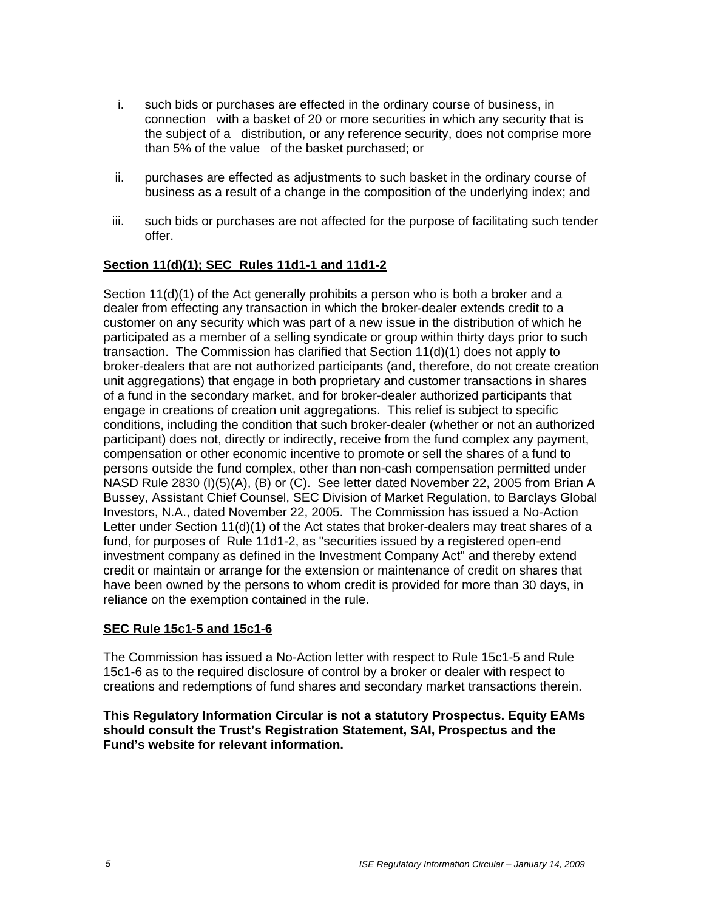i. such bids or purchases are effected in the ordinary course of business, in connection with a basket of 20 or more securities in which any security that is the subject of a distribution, or any reference security, does not comprise more than 5% of the value of the basket purchased; or

ii. purchases are effected as adjustments to such basket in the ordinary course of business as a result of a change in the composition of the underlying index; and

iii. such bids or purchases are not affected for the purpose of facilitating such tender offer.

**Section 11(d)(1); SEC Rules 11d1-1 and 11d1-2**

Section 11(d)(1) of the Act generally prohibits a person who is both a broker and a dealer from effecting any transaction in which the broker-dealer extends credit to a customer on any security which was part of a new issue in the distribution of which he participated as a member of a selling syndicate or group within thirty days prior to such transaction. The Commission has clarified that Section 11(d)(1) does not apply to broker-dealers that are not authorized participants (and, therefore, do not create creation unit aggregations) that engage in both proprietary and customer transactions in shares of a fund in the secondary market, and for broker-dealer authorized participants that engage in creations of creation unit aggregations. This relief is subject to specific conditions, including the condition that such broker-dealer (whether or not an authorized participant) does not, directly or indirectly, receive from the fund complex any payment, compensation or other economic incentive to promote or sell the shares of a fund to persons outside the fund complex, other than non-cash compensation permitted under NASD Rule 2830 (I)(5)(A), (B) or (C). See letter dated November 22, 2005 from Brian A Bussey, Assistant Chief Counsel, SEC Division of Market Regulation, to Barclays Global Investors, N.A., dated November 22, 2005. The Commission has issued a No-Action Letter under Section 11(d)(1) of the Act states that broker-dealers may treat shares of a fund, for purposes of Rule 11d1-2, as "securities issued by a registered open-end investment company as defined in the Investment Company Act" and thereby extend credit or maintain or arrange for the extension or maintenance of credit on shares that have been owned by the persons to whom credit is provided for more than 30 days, in reliance on the exemption contained in the rule.

**SEC Rule 15c1-5 and 15c1-6**

The Commission has issued a No-Action letter with respect to Rule 15c1-5 and Rule 15c1-6 as to the required disclosure of control by a broker or dealer with respect to creations and redemptions of fund shares and secondary market transactions therein.

**This Regulatory Information Circular is not a statutory Prospectus. Equity EAMs should consult the Trust's Registration Statement, SAI, Prospectus and the Fund's website for relevant information.**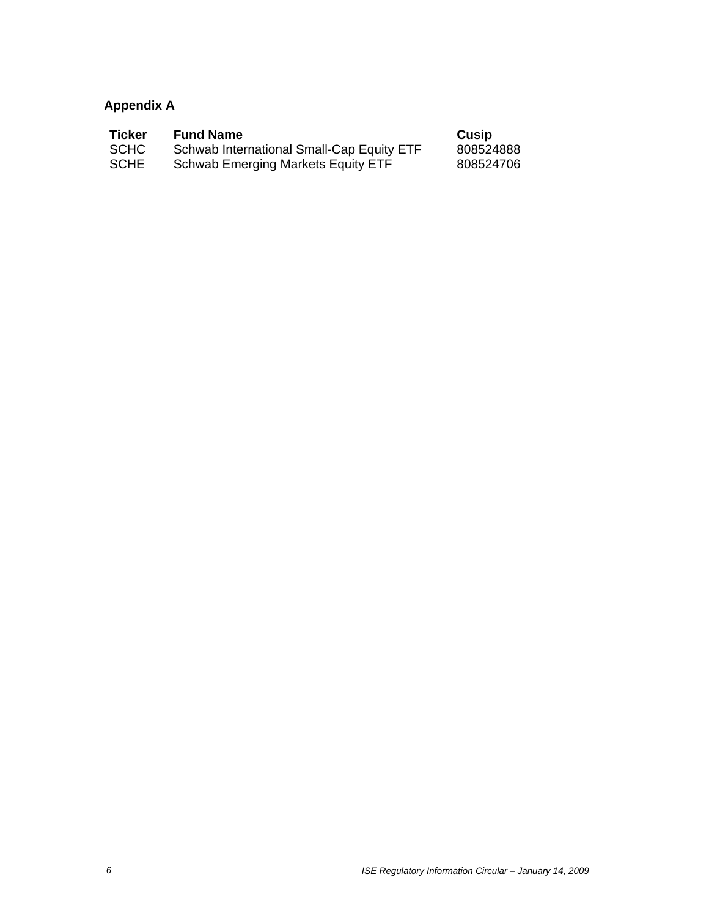## Appendix A

| Ticker | Fund Name | Cusip |
|---|---|---|
| SCHC | Schwab International Small-Cap Equity ETF | 808524888 |
| SCHE | Schwab Emerging Markets Equity ETF | 808524706 |